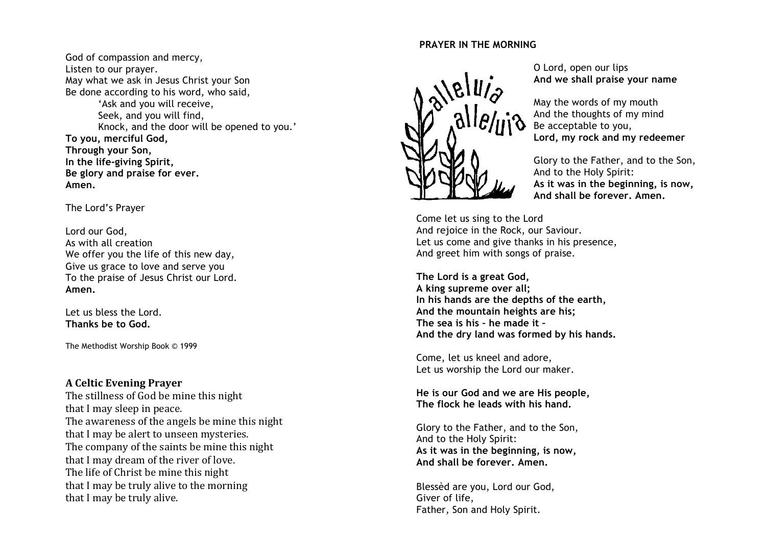God of compassion and mercy,
Listen to our prayer.
May what we ask in Jesus Christ your Son
Be done according to his word, who said,
'Ask and you will receive,
Seek, and you will find,
Knock, and the door will be opened to you.'
**To you, merciful God,**
**Through your Son,**
**In the life-giving Spirit,**
**Be glory and praise for ever.**
**Amen.**

The Lord's Prayer

Lord our God,
As with all creation
We offer you the life of this new day,
Give us grace to love and serve you
To the praise of Jesus Christ our Lord.
**Amen.**

Let us bless the Lord.
**Thanks be to God.**

The Methodist Worship Book © 1999

### A Celtic Evening Prayer

The stillness of God be mine this night
that I may sleep in peace.
The awareness of the angels be mine this night
that I may be alert to unseen mysteries.
The company of the saints be mine this night
that I may dream of the river of love.
The life of Christ be mine this night
that I may be truly alive to the morning
that I may be truly alive.

## PRAYER IN THE MORNING

alleluia alleluia

O Lord, open our lips
**And we shall praise your name**

May the words of my mouth
And the thoughts of my mind
Be acceptable to you,
**Lord, my rock and my redeemer**

Glory to the Father, and to the Son,
And to the Holy Spirit:
**As it was in the beginning, is now,**
**And shall be forever. Amen.**

Come let us sing to the Lord
And rejoice in the Rock, our Saviour.
Let us come and give thanks in his presence,
And greet him with songs of praise.

**The Lord is a great God,**
**A king supreme over all;**
**In his hands are the depths of the earth,**
**And the mountain heights are his;**
**The sea is his – he made it –**
**And the dry land was formed by his hands.**

Come, let us kneel and adore,
Let us worship the Lord our maker.

**He is our God and we are His people,**
**The flock he leads with his hand.**

Glory to the Father, and to the Son,
And to the Holy Spirit:
**As it was in the beginning, is now,**
**And shall be forever. Amen.**

Blessèd are you, Lord our God,
Giver of life,
Father, Son and Holy Spirit.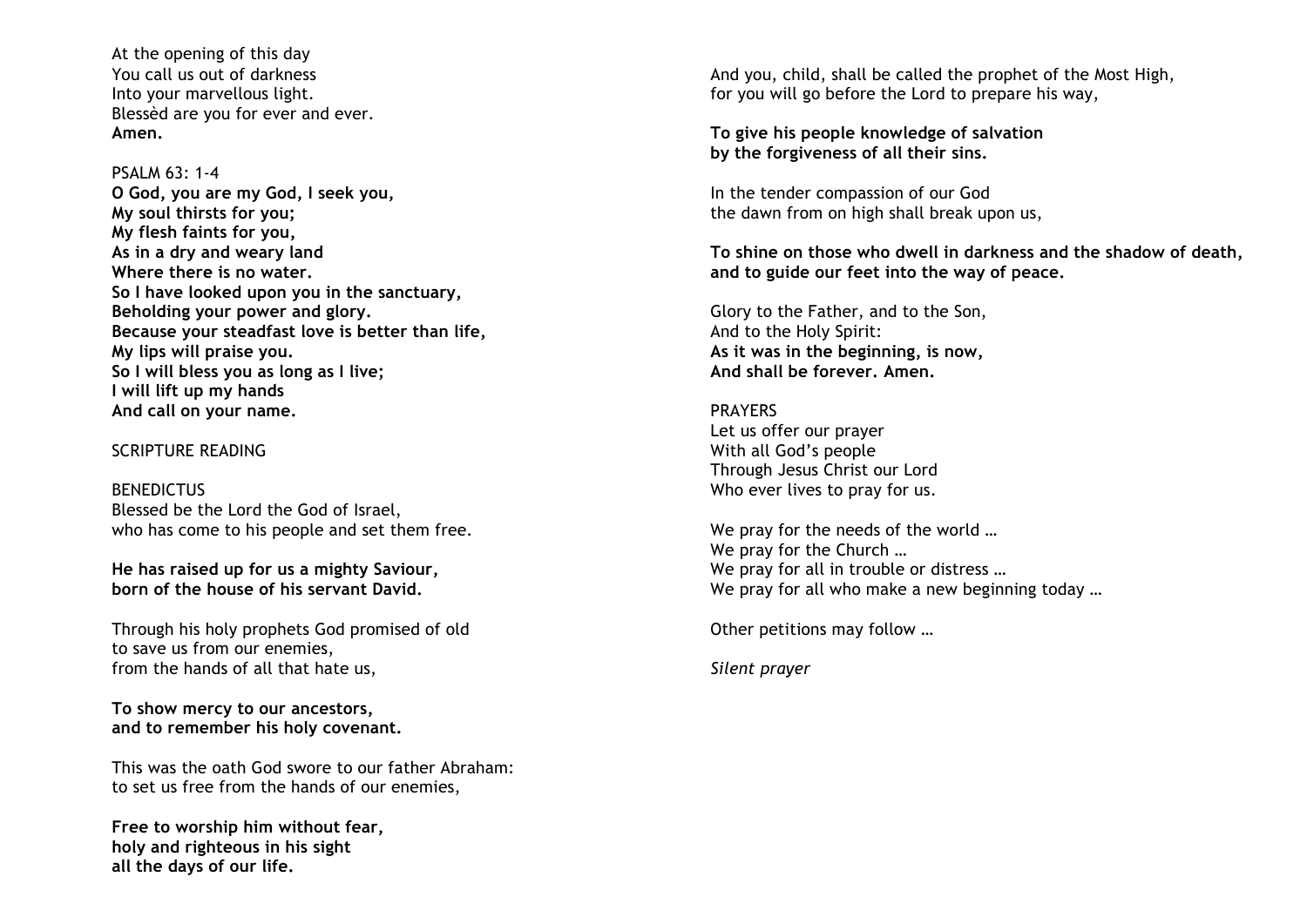At the opening of this day
You call us out of darkness
Into your marvellous light.
Blessèd are you for ever and ever.
**Amen.**

PSALM 63: 1-4
**O God, you are my God, I seek you,**
**My soul thirsts for you;**
**My flesh faints for you,**
**As in a dry and weary land**
**Where there is no water.**
**So I have looked upon you in the sanctuary,**
**Beholding your power and glory.**
**Because your steadfast love is better than life,**
**My lips will praise you.**
**So I will bless you as long as I live;**
**I will lift up my hands**
**And call on your name.**

SCRIPTURE READING

BENEDICTUS
Blessed be the Lord the God of Israel,
who has come to his people and set them free.

**He has raised up for us a mighty Saviour,**
**born of the house of his servant David.**

Through his holy prophets God promised of old
to save us from our enemies,
from the hands of all that hate us,

**To show mercy to our ancestors,**
**and to remember his holy covenant.**

This was the oath God swore to our father Abraham:
to set us free from the hands of our enemies,

**Free to worship him without fear,**
**holy and righteous in his sight**
**all the days of our life.**

And you, child, shall be called the prophet of the Most High,
for you will go before the Lord to prepare his way,

**To give his people knowledge of salvation**
**by the forgiveness of all their sins.**

In the tender compassion of our God
the dawn from on high shall break upon us,

**To shine on those who dwell in darkness and the shadow of death,**
**and to guide our feet into the way of peace.**

Glory to the Father, and to the Son,
And to the Holy Spirit:
**As it was in the beginning, is now,**
**And shall be forever. Amen.**

PRAYERS
Let us offer our prayer
With all God's people
Through Jesus Christ our Lord
Who ever lives to pray for us.

We pray for the needs of the world …
We pray for the Church …
We pray for all in trouble or distress …
We pray for all who make a new beginning today …

Other petitions may follow …

*Silent prayer*